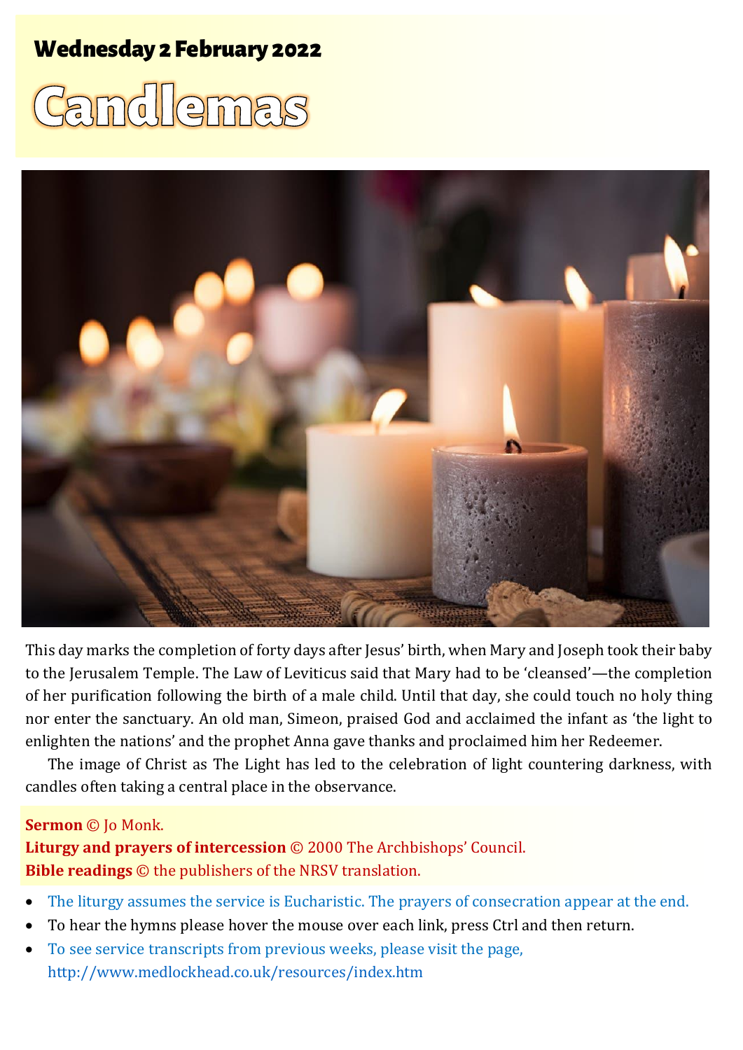## Wednesday 2 February 2022

# Candlemas

This day marks the completion of forty days after Jesus' birth, when Mary and Joseph took their baby to the Jerusalem Temple. The Law of Leviticus said that Mary had to be 'cleansed'—the completion of her purification following the birth of a male child. Until that day, she could touch no holy thing nor enter the sanctuary. An old man, Simeon, praised God and acclaimed the infant as 'the light to enlighten the nations' and the prophet Anna gave thanks and proclaimed him her Redeemer.

The image of Christ as The Light has led to the celebration of light countering darkness, with candles often taking a central place in the observance.

**Sermon** © Jo Monk.
**Liturgy and prayers of intercession** © 2000 The Archbishops' Council.
**Bible readings** © the publishers of the NRSV translation.

- The liturgy assumes the service is Eucharistic. The prayers of consecration appear at the end.
- To hear the hymns please hover the mouse over each link, press Ctrl and then return.
- To see service transcripts from previous weeks, please visit the page, http://www.medlockhead.co.uk/resources/index.htm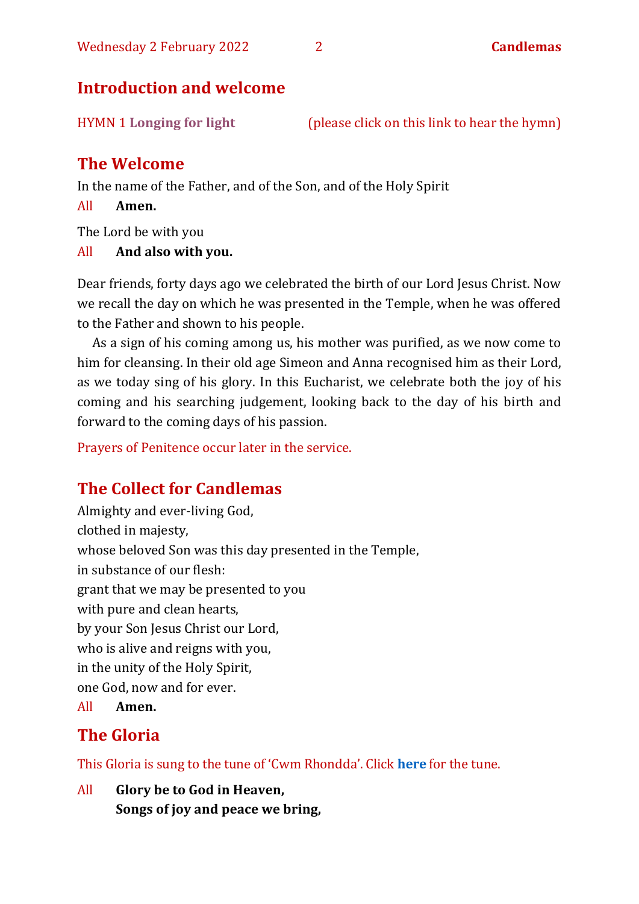## Introduction and welcome

HYMN 1 **Longing for light** (please click on this link to hear the hymn)

## The Welcome

In the name of the Father, and of the Son, and of the Holy Spirit

All **Amen.**

The Lord be with you

All **And also with you.**

Dear friends, forty days ago we celebrated the birth of our Lord Jesus Christ. Now we recall the day on which he was presented in the Temple, when he was offered to the Father and shown to his people.

As a sign of his coming among us, his mother was purified, as we now come to him for cleansing. In their old age Simeon and Anna recognised him as their Lord, as we today sing of his glory. In this Eucharist, we celebrate both the joy of his coming and his searching judgement, looking back to the day of his birth and forward to the coming days of his passion.

Prayers of Penitence occur later in the service.

## The Collect for Candlemas

Almighty and ever-living God,
clothed in majesty,
whose beloved Son was this day presented in the Temple,
in substance of our flesh:
grant that we may be presented to you
with pure and clean hearts,
by your Son Jesus Christ our Lord,
who is alive and reigns with you,
in the unity of the Holy Spirit,
one God, now and for ever.

All **Amen.**

## The Gloria

This Gloria is sung to the tune of 'Cwm Rhondda'. Click **here** for the tune.

All **Glory be to God in Heaven,**
**Songs of joy and peace we bring,**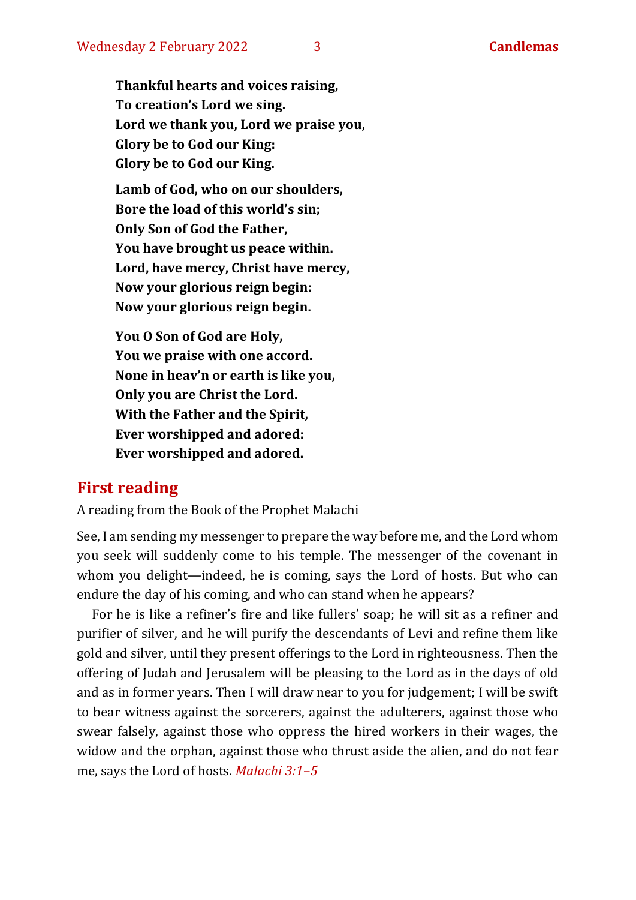**Thankful hearts and voices raising,**
**To creation's Lord we sing.**
**Lord we thank you, Lord we praise you,**
**Glory be to God our King:**
**Glory be to God our King.**

**Lamb of God, who on our shoulders,**
**Bore the load of this world's sin;**
**Only Son of God the Father,**
**You have brought us peace within.**
**Lord, have mercy, Christ have mercy,**
**Now your glorious reign begin:**
**Now your glorious reign begin.**

**You O Son of God are Holy,**
**You we praise with one accord.**
**None in heav'n or earth is like you,**
**Only you are Christ the Lord.**
**With the Father and the Spirit,**
**Ever worshipped and adored:**
**Ever worshipped and adored.**

## First reading

A reading from the Book of the Prophet Malachi

See, I am sending my messenger to prepare the way before me, and the Lord whom you seek will suddenly come to his temple. The messenger of the covenant in whom you delight—indeed, he is coming, says the Lord of hosts. But who can endure the day of his coming, and who can stand when he appears?

For he is like a refiner's fire and like fullers' soap; he will sit as a refiner and purifier of silver, and he will purify the descendants of Levi and refine them like gold and silver, until they present offerings to the Lord in righteousness. Then the offering of Judah and Jerusalem will be pleasing to the Lord as in the days of old and as in former years. Then I will draw near to you for judgement; I will be swift to bear witness against the sorcerers, against the adulterers, against those who swear falsely, against those who oppress the hired workers in their wages, the widow and the orphan, against those who thrust aside the alien, and do not fear me, says the Lord of hosts. *Malachi 3:1–5*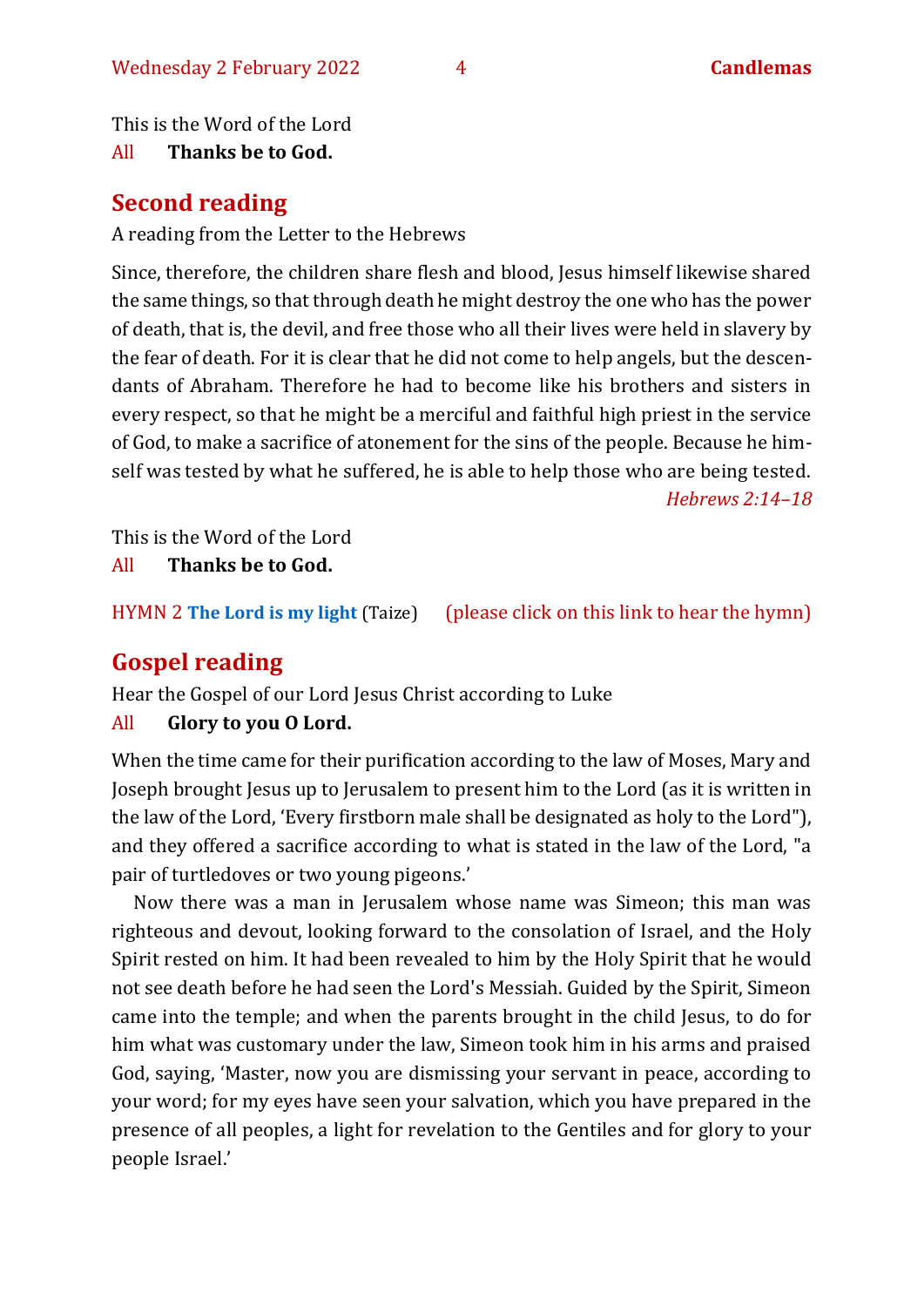This is the Word of the Lord

All **Thanks be to God.**

## Second reading

A reading from the Letter to the Hebrews

Since, therefore, the children share flesh and blood, Jesus himself likewise shared the same things, so that through death he might destroy the one who has the power of death, that is, the devil, and free those who all their lives were held in slavery by the fear of death. For it is clear that he did not come to help angels, but the descendants of Abraham. Therefore he had to become like his brothers and sisters in every respect, so that he might be a merciful and faithful high priest in the service of God, to make a sacrifice of atonement for the sins of the people. Because he himself was tested by what he suffered, he is able to help those who are being tested.

*Hebrews 2:14–18*

This is the Word of the Lord

All **Thanks be to God.**

HYMN 2 **The Lord is my light** (Taize) (please click on this link to hear the hymn)

## Gospel reading

Hear the Gospel of our Lord Jesus Christ according to Luke

All **Glory to you O Lord.**

When the time came for their purification according to the law of Moses, Mary and Joseph brought Jesus up to Jerusalem to present him to the Lord (as it is written in the law of the Lord, 'Every firstborn male shall be designated as holy to the Lord"), and they offered a sacrifice according to what is stated in the law of the Lord, "a pair of turtledoves or two young pigeons.'

Now there was a man in Jerusalem whose name was Simeon; this man was righteous and devout, looking forward to the consolation of Israel, and the Holy Spirit rested on him. It had been revealed to him by the Holy Spirit that he would not see death before he had seen the Lord's Messiah. Guided by the Spirit, Simeon came into the temple; and when the parents brought in the child Jesus, to do for him what was customary under the law, Simeon took him in his arms and praised God, saying, 'Master, now you are dismissing your servant in peace, according to your word; for my eyes have seen your salvation, which you have prepared in the presence of all peoples, a light for revelation to the Gentiles and for glory to your people Israel.'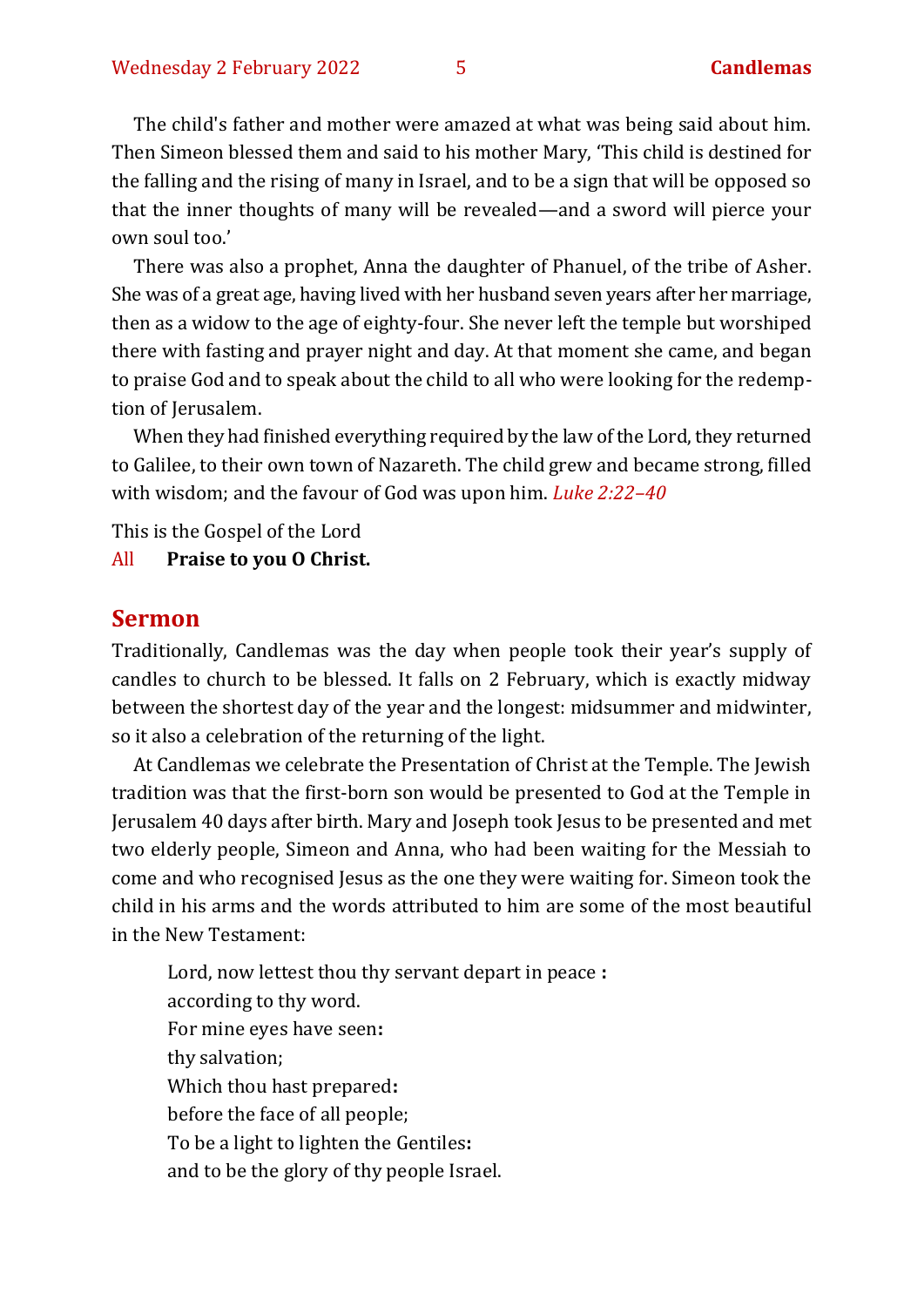The child's father and mother were amazed at what was being said about him. Then Simeon blessed them and said to his mother Mary, 'This child is destined for the falling and the rising of many in Israel, and to be a sign that will be opposed so that the inner thoughts of many will be revealed—and a sword will pierce your own soul too.'

There was also a prophet, Anna the daughter of Phanuel, of the tribe of Asher. She was of a great age, having lived with her husband seven years after her marriage, then as a widow to the age of eighty-four. She never left the temple but worshiped there with fasting and prayer night and day. At that moment she came, and began to praise God and to speak about the child to all who were looking for the redemption of Jerusalem.

When they had finished everything required by the law of the Lord, they returned to Galilee, to their own town of Nazareth. The child grew and became strong, filled with wisdom; and the favour of God was upon him. *Luke 2:22–40*

This is the Gospel of the Lord

All **Praise to you O Christ.**

## Sermon

Traditionally, Candlemas was the day when people took their year's supply of candles to church to be blessed. It falls on 2 February, which is exactly midway between the shortest day of the year and the longest: midsummer and midwinter, so it also a celebration of the returning of the light.

At Candlemas we celebrate the Presentation of Christ at the Temple. The Jewish tradition was that the first-born son would be presented to God at the Temple in Jerusalem 40 days after birth. Mary and Joseph took Jesus to be presented and met two elderly people, Simeon and Anna, who had been waiting for the Messiah to come and who recognised Jesus as the one they were waiting for. Simeon took the child in his arms and the words attributed to him are some of the most beautiful in the New Testament:

> Lord, now lettest thou thy servant depart in peace **:**
> according to thy word.
> For mine eyes have seen**:**
> thy salvation;
> Which thou hast prepared**:**
> before the face of all people;
> To be a light to lighten the Gentiles**:**
> and to be the glory of thy people Israel.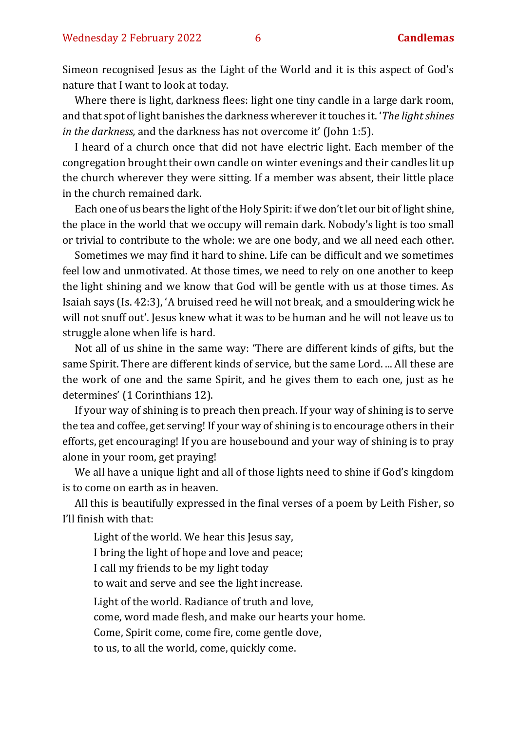Simeon recognised Jesus as the Light of the World and it is this aspect of God's nature that I want to look at today.

Where there is light, darkness flees: light one tiny candle in a large dark room, and that spot of light banishes the darkness wherever it touches it. '*The light shines in the darkness,* and the darkness has not overcome it' (John 1:5).

I heard of a church once that did not have electric light. Each member of the congregation brought their own candle on winter evenings and their candles lit up the church wherever they were sitting. If a member was absent, their little place in the church remained dark.

Each one of us bears the light of the Holy Spirit: if we don't let our bit of light shine, the place in the world that we occupy will remain dark. Nobody's light is too small or trivial to contribute to the whole: we are one body, and we all need each other.

Sometimes we may find it hard to shine. Life can be difficult and we sometimes feel low and unmotivated. At those times, we need to rely on one another to keep the light shining and we know that God will be gentle with us at those times. As Isaiah says (Is. 42:3), 'A bruised reed he will not break, and a smouldering wick he will not snuff out'. Jesus knew what it was to be human and he will not leave us to struggle alone when life is hard.

Not all of us shine in the same way: 'There are different kinds of gifts, but the same Spirit. There are different kinds of service, but the same Lord. ... All these are the work of one and the same Spirit, and he gives them to each one, just as he determines' (1 Corinthians 12).

If your way of shining is to preach then preach. If your way of shining is to serve the tea and coffee, get serving! If your way of shining is to encourage others in their efforts, get encouraging! If you are housebound and your way of shining is to pray alone in your room, get praying!

We all have a unique light and all of those lights need to shine if God's kingdom is to come on earth as in heaven.

All this is beautifully expressed in the final verses of a poem by Leith Fisher, so I'll finish with that:

> Light of the world. We hear this Jesus say,
> I bring the light of hope and love and peace;
> I call my friends to be my light today
> to wait and serve and see the light increase.
>
> Light of the world. Radiance of truth and love,
> come, word made flesh, and make our hearts your home.
> Come, Spirit come, come fire, come gentle dove,
> to us, to all the world, come, quickly come.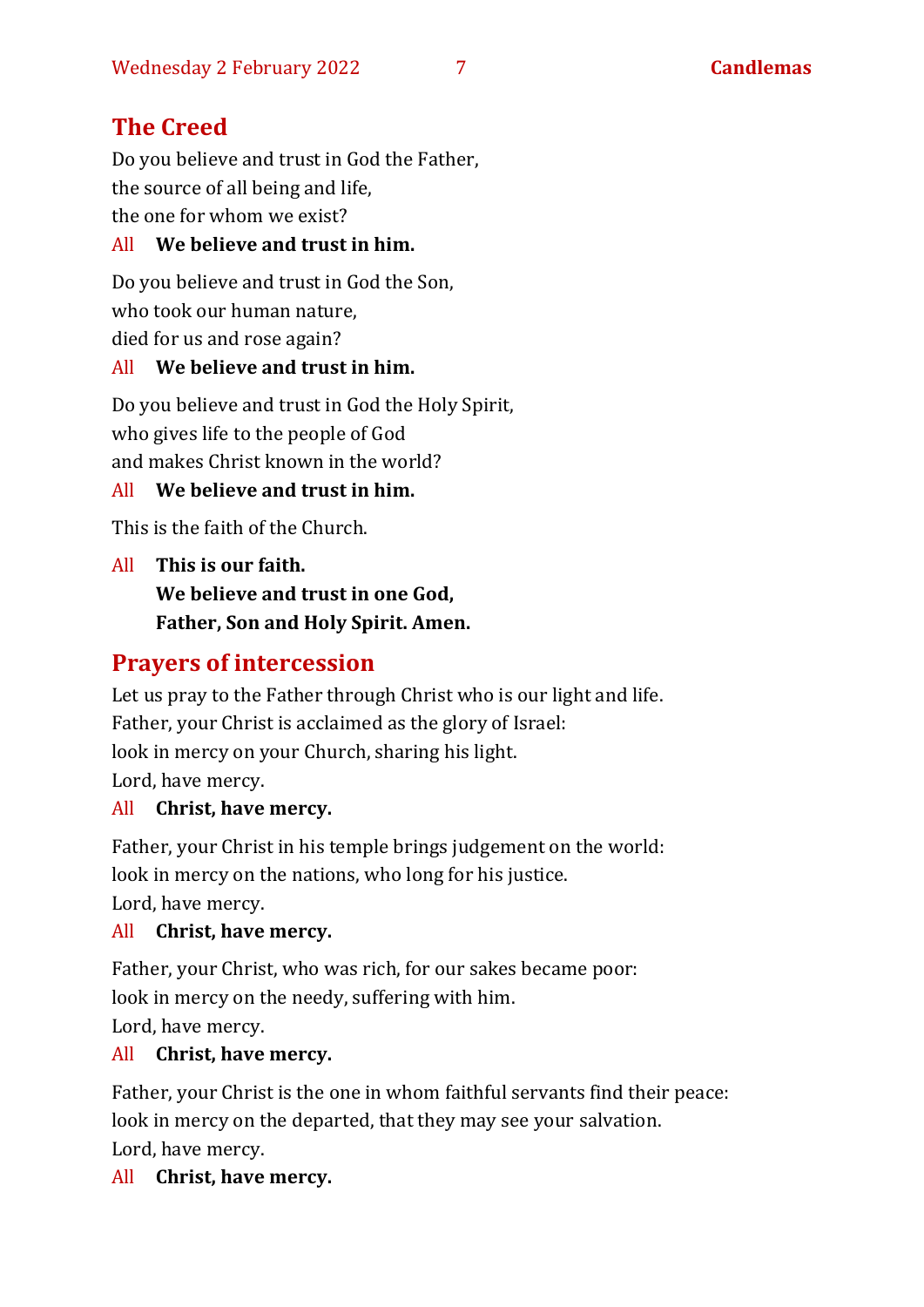## The Creed

Do you believe and trust in God the Father,
the source of all being and life,
the one for whom we exist?

All **We believe and trust in him.**

Do you believe and trust in God the Son,
who took our human nature,
died for us and rose again?

All **We believe and trust in him.**

Do you believe and trust in God the Holy Spirit,
who gives life to the people of God
and makes Christ known in the world?

All **We believe and trust in him.**

This is the faith of the Church.

All **This is our faith.**
**We believe and trust in one God,**
**Father, Son and Holy Spirit. Amen.**

## Prayers of intercession

Let us pray to the Father through Christ who is our light and life.
Father, your Christ is acclaimed as the glory of Israel:
look in mercy on your Church, sharing his light.
Lord, have mercy.

All **Christ, have mercy.**

Father, your Christ in his temple brings judgement on the world:
look in mercy on the nations, who long for his justice.
Lord, have mercy.

All **Christ, have mercy.**

Father, your Christ, who was rich, for our sakes became poor:
look in mercy on the needy, suffering with him.
Lord, have mercy.

All **Christ, have mercy.**

Father, your Christ is the one in whom faithful servants find their peace:
look in mercy on the departed, that they may see your salvation.
Lord, have mercy.

All **Christ, have mercy.**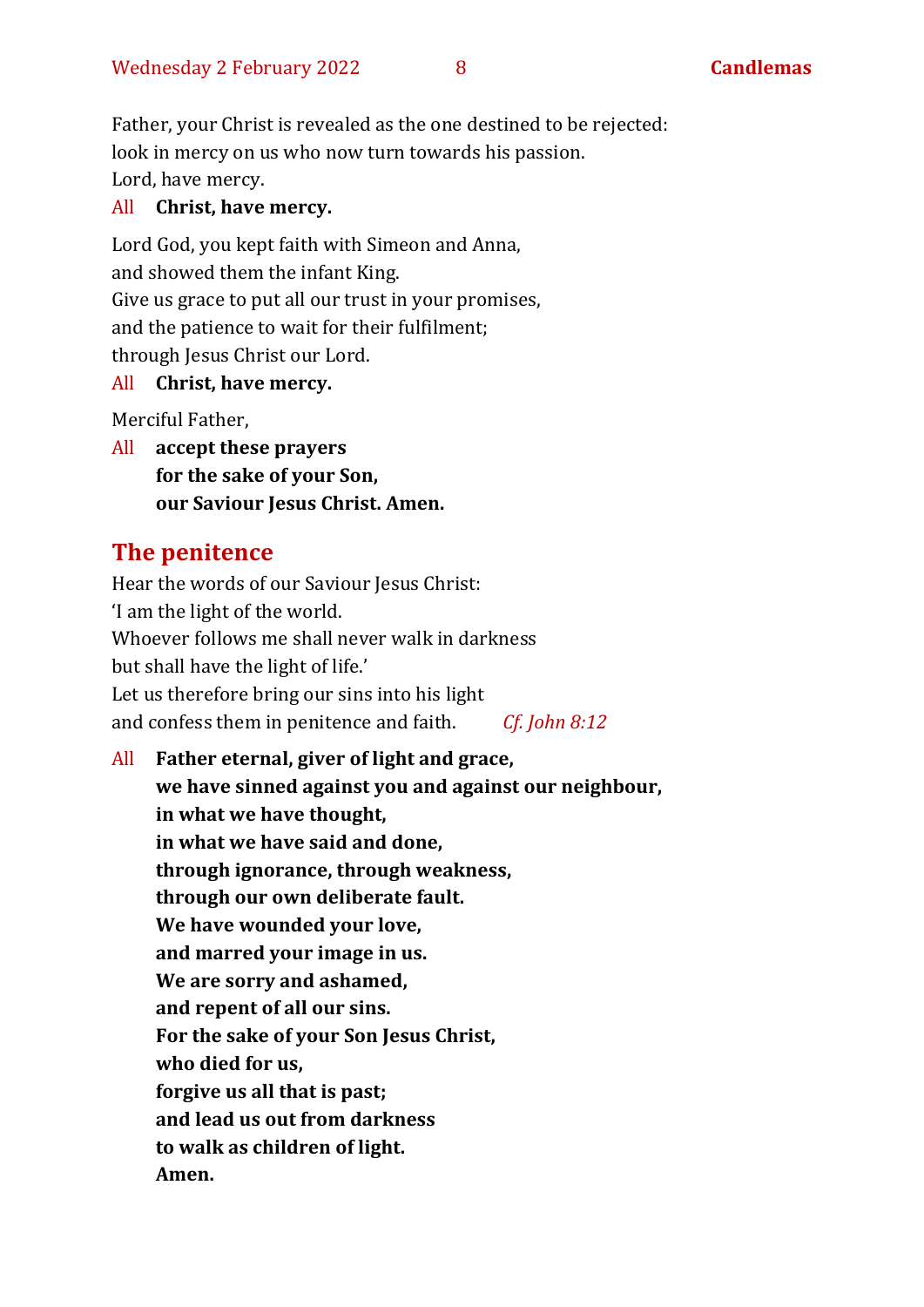Father, your Christ is revealed as the one destined to be rejected:
look in mercy on us who now turn towards his passion.
Lord, have mercy.

All **Christ, have mercy.**

Lord God, you kept faith with Simeon and Anna,
and showed them the infant King.
Give us grace to put all our trust in your promises,
and the patience to wait for their fulfilment;
through Jesus Christ our Lord.

All **Christ, have mercy.**

Merciful Father,

All **accept these prayers**
**for the sake of your Son,**
**our Saviour Jesus Christ. Amen.**

## The penitence

Hear the words of our Saviour Jesus Christ:
'I am the light of the world.
Whoever follows me shall never walk in darkness
but shall have the light of life.'
Let us therefore bring our sins into his light
and confess them in penitence and faith. *Cf. John 8:12*

All **Father eternal, giver of light and grace,**
**we have sinned against you and against our neighbour,**
**in what we have thought,**
**in what we have said and done,**
**through ignorance, through weakness,**
**through our own deliberate fault.**
**We have wounded your love,**
**and marred your image in us.**
**We are sorry and ashamed,**
**and repent of all our sins.**
**For the sake of your Son Jesus Christ,**
**who died for us,**
**forgive us all that is past;**
**and lead us out from darkness**
**to walk as children of light.**
**Amen.**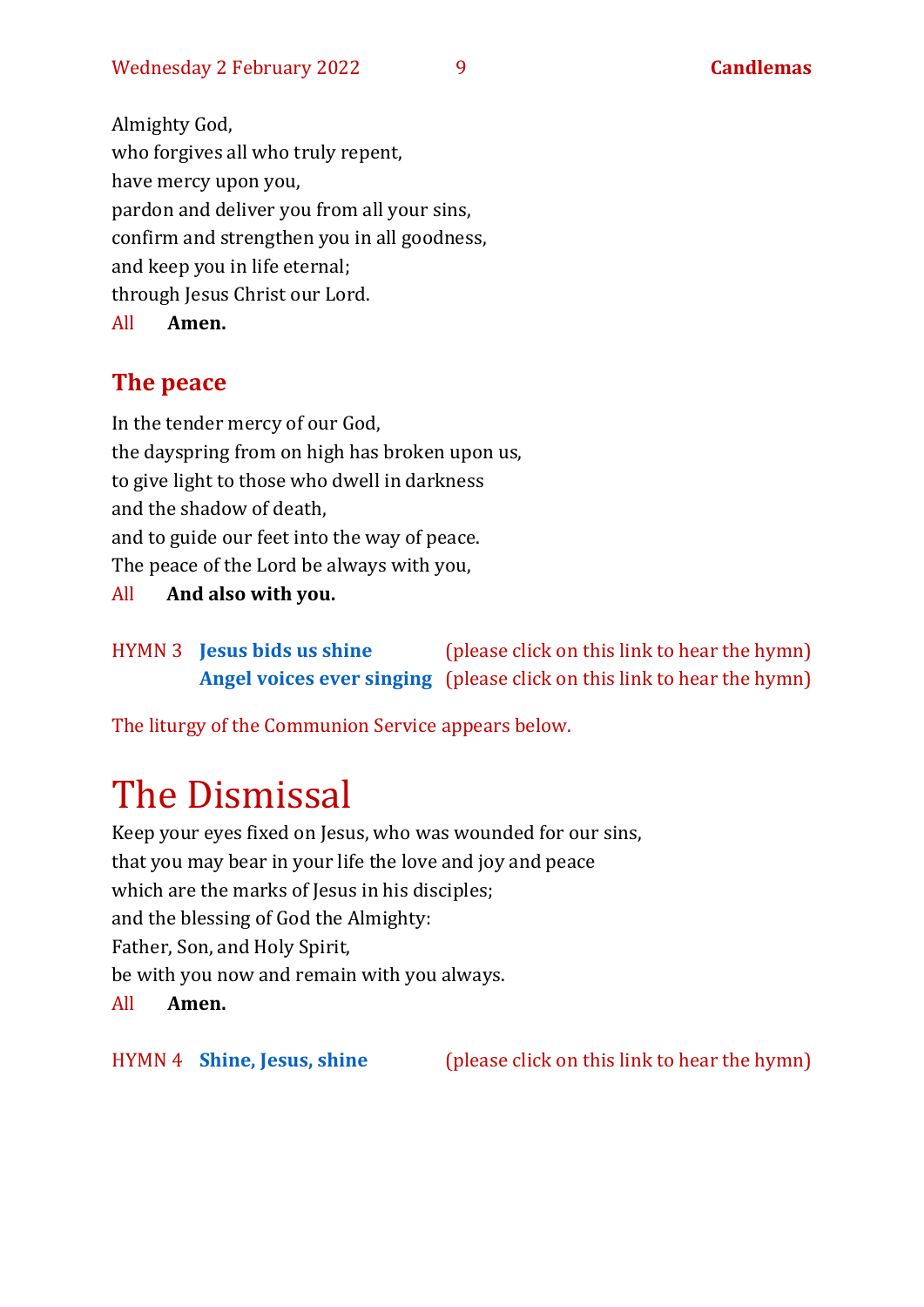Almighty God,
who forgives all who truly repent,
have mercy upon you,
pardon and deliver you from all your sins,
confirm and strengthen you in all goodness,
and keep you in life eternal;
through Jesus Christ our Lord.

All **Amen.**

## The peace

In the tender mercy of our God,
the dayspring from on high has broken upon us,
to give light to those who dwell in darkness
and the shadow of death,
and to guide our feet into the way of peace.
The peace of the Lord be always with you,

All **And also with you.**

HYMN 3 **Jesus bids us shine** (please click on this link to hear the hymn)
**Angel voices ever singing** (please click on this link to hear the hymn)

The liturgy of the Communion Service appears below.

# The Dismissal

Keep your eyes fixed on Jesus, who was wounded for our sins,
that you may bear in your life the love and joy and peace
which are the marks of Jesus in his disciples;
and the blessing of God the Almighty:
Father, Son, and Holy Spirit,
be with you now and remain with you always.

All **Amen.**

HYMN 4 **Shine, Jesus, shine** (please click on this link to hear the hymn)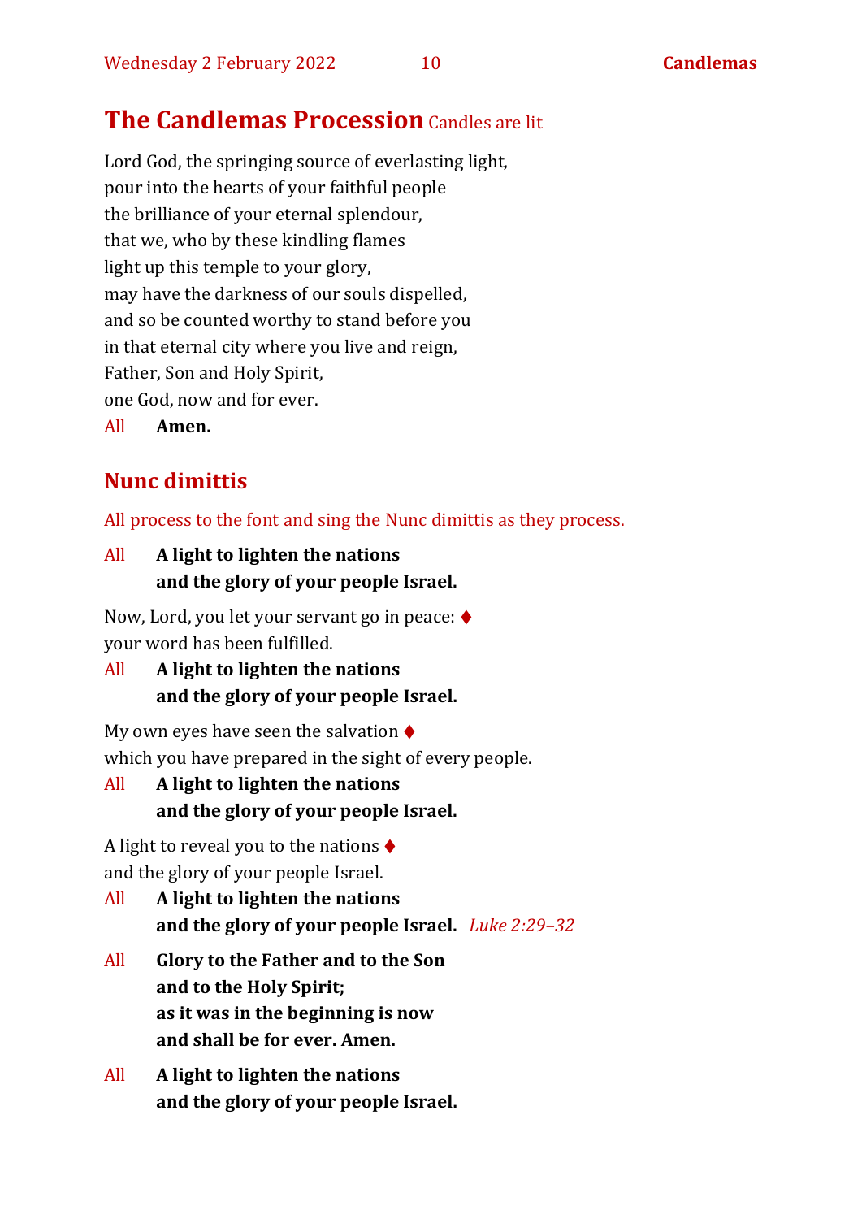## The Candlemas Procession Candles are lit

Lord God, the springing source of everlasting light,
pour into the hearts of your faithful people
the brilliance of your eternal splendour,
that we, who by these kindling flames
light up this temple to your glory,
may have the darkness of our souls dispelled,
and so be counted worthy to stand before you
in that eternal city where you live and reign,
Father, Son and Holy Spirit,
one God, now and for ever.

All **Amen.**

## Nunc dimittis

All process to the font and sing the Nunc dimittis as they process.

All **A light to lighten the nations**
**and the glory of your people Israel.**

Now, Lord, you let your servant go in peace: ♦
your word has been fulfilled.

All **A light to lighten the nations**
**and the glory of your people Israel.**

My own eyes have seen the salvation ♦
which you have prepared in the sight of every people.

All **A light to lighten the nations**
**and the glory of your people Israel.**

A light to reveal you to the nations ♦
and the glory of your people Israel.

All **A light to lighten the nations**
**and the glory of your people Israel.** *Luke 2:29–32*

All **Glory to the Father and to the Son**
**and to the Holy Spirit;**
**as it was in the beginning is now**
**and shall be for ever. Amen.**

All **A light to lighten the nations**
**and the glory of your people Israel.**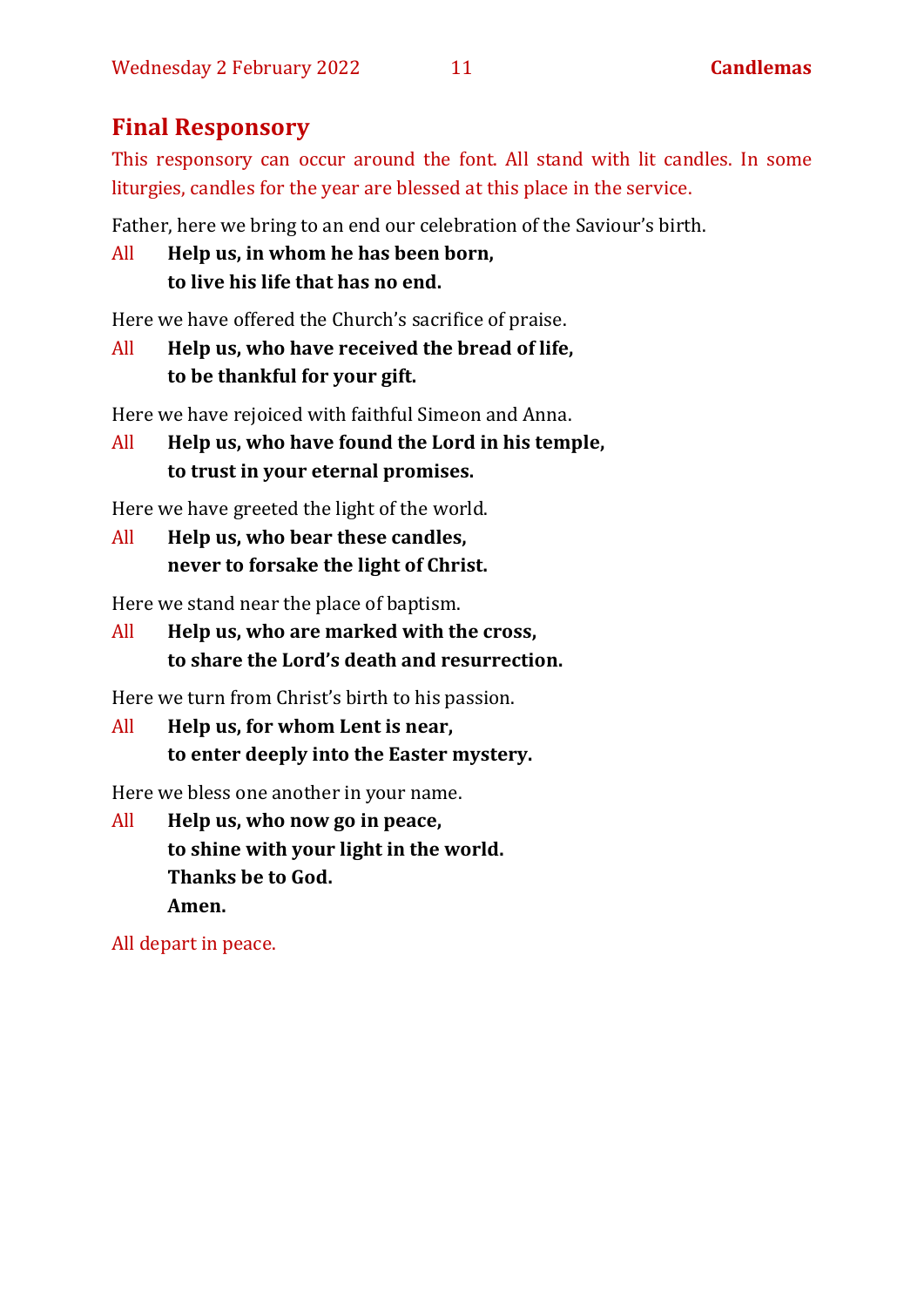## Final Responsory

*This responsory can occur around the font. All stand with lit candles. In some liturgies, candles for the year are blessed at this place in the service.*

Father, here we bring to an end our celebration of the Saviour's birth.

All **Help us, in whom he has been born,**
**to live his life that has no end.**

Here we have offered the Church's sacrifice of praise.

All **Help us, who have received the bread of life,**
**to be thankful for your gift.**

Here we have rejoiced with faithful Simeon and Anna.

All **Help us, who have found the Lord in his temple,**
**to trust in your eternal promises.**

Here we have greeted the light of the world.

All **Help us, who bear these candles,**
**never to forsake the light of Christ.**

Here we stand near the place of baptism.

All **Help us, who are marked with the cross,**
**to share the Lord's death and resurrection.**

Here we turn from Christ's birth to his passion.

All **Help us, for whom Lent is near,**
**to enter deeply into the Easter mystery.**

Here we bless one another in your name.

All **Help us, who now go in peace,**
**to shine with your light in the world.**
**Thanks be to God.**
**Amen.**

*All depart in peace.*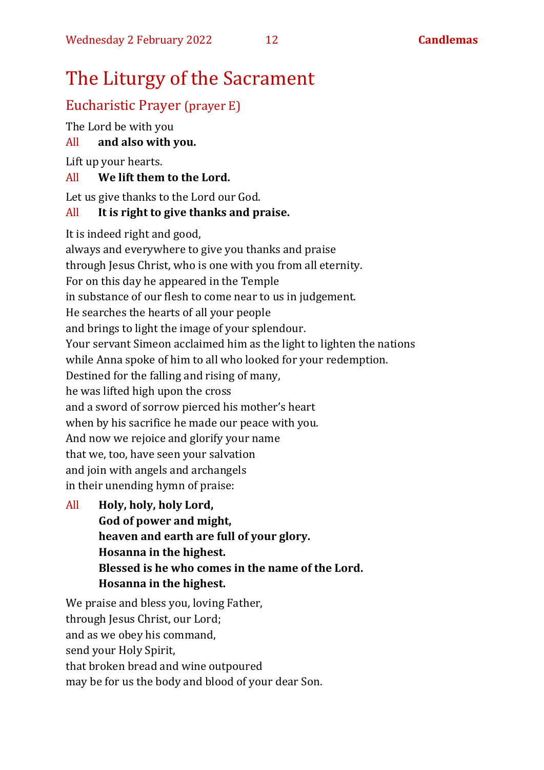# The Liturgy of the Sacrament

## Eucharistic Prayer (prayer E)

The Lord be with you

All **and also with you.**

Lift up your hearts.

All **We lift them to the Lord.**

Let us give thanks to the Lord our God.

All **It is right to give thanks and praise.**

It is indeed right and good,
always and everywhere to give you thanks and praise
through Jesus Christ, who is one with you from all eternity.
For on this day he appeared in the Temple
in substance of our flesh to come near to us in judgement.
He searches the hearts of all your people
and brings to light the image of your splendour.
Your servant Simeon acclaimed him as the light to lighten the nations
while Anna spoke of him to all who looked for your redemption.
Destined for the falling and rising of many,
he was lifted high upon the cross
and a sword of sorrow pierced his mother's heart
when by his sacrifice he made our peace with you.
And now we rejoice and glorify your name
that we, too, have seen your salvation
and join with angels and archangels
in their unending hymn of praise:

All **Holy, holy, holy Lord,**
**God of power and might,**
**heaven and earth are full of your glory.**
**Hosanna in the highest.**
**Blessed is he who comes in the name of the Lord.**
**Hosanna in the highest.**

We praise and bless you, loving Father,
through Jesus Christ, our Lord;
and as we obey his command,
send your Holy Spirit,
that broken bread and wine outpoured
may be for us the body and blood of your dear Son.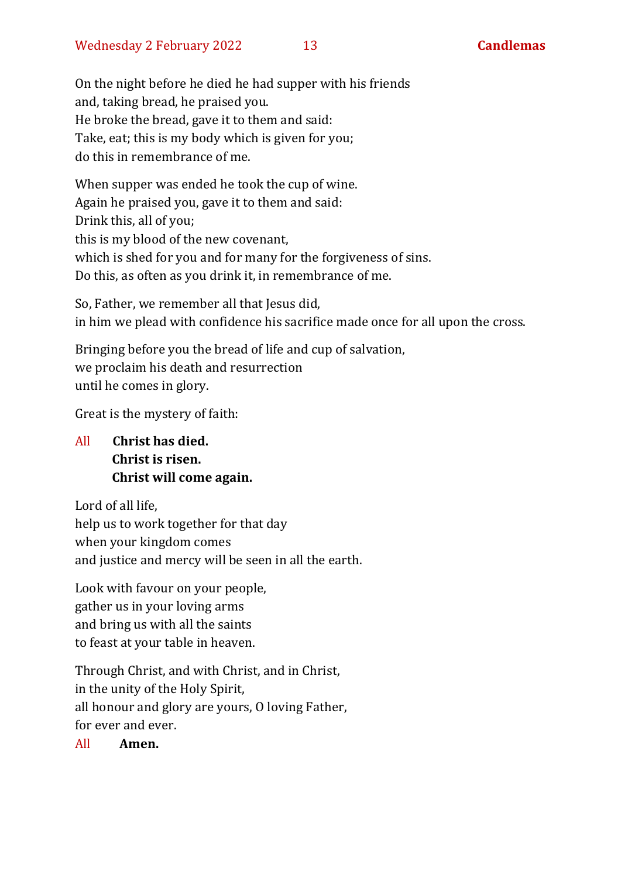On the night before he died he had supper with his friends
and, taking bread, he praised you.
He broke the bread, gave it to them and said:
Take, eat; this is my body which is given for you;
do this in remembrance of me.

When supper was ended he took the cup of wine.
Again he praised you, gave it to them and said:
Drink this, all of you;
this is my blood of the new covenant,
which is shed for you and for many for the forgiveness of sins.
Do this, as often as you drink it, in remembrance of me.

So, Father, we remember all that Jesus did,
in him we plead with confidence his sacrifice made once for all upon the cross.

Bringing before you the bread of life and cup of salvation,
we proclaim his death and resurrection
until he comes in glory.

Great is the mystery of faith:

All **Christ has died.**
**Christ is risen.**
**Christ will come again.**

Lord of all life,
help us to work together for that day
when your kingdom comes
and justice and mercy will be seen in all the earth.

Look with favour on your people,
gather us in your loving arms
and bring us with all the saints
to feast at your table in heaven.

Through Christ, and with Christ, and in Christ,
in the unity of the Holy Spirit,
all honour and glory are yours, O loving Father,
for ever and ever.

All **Amen.**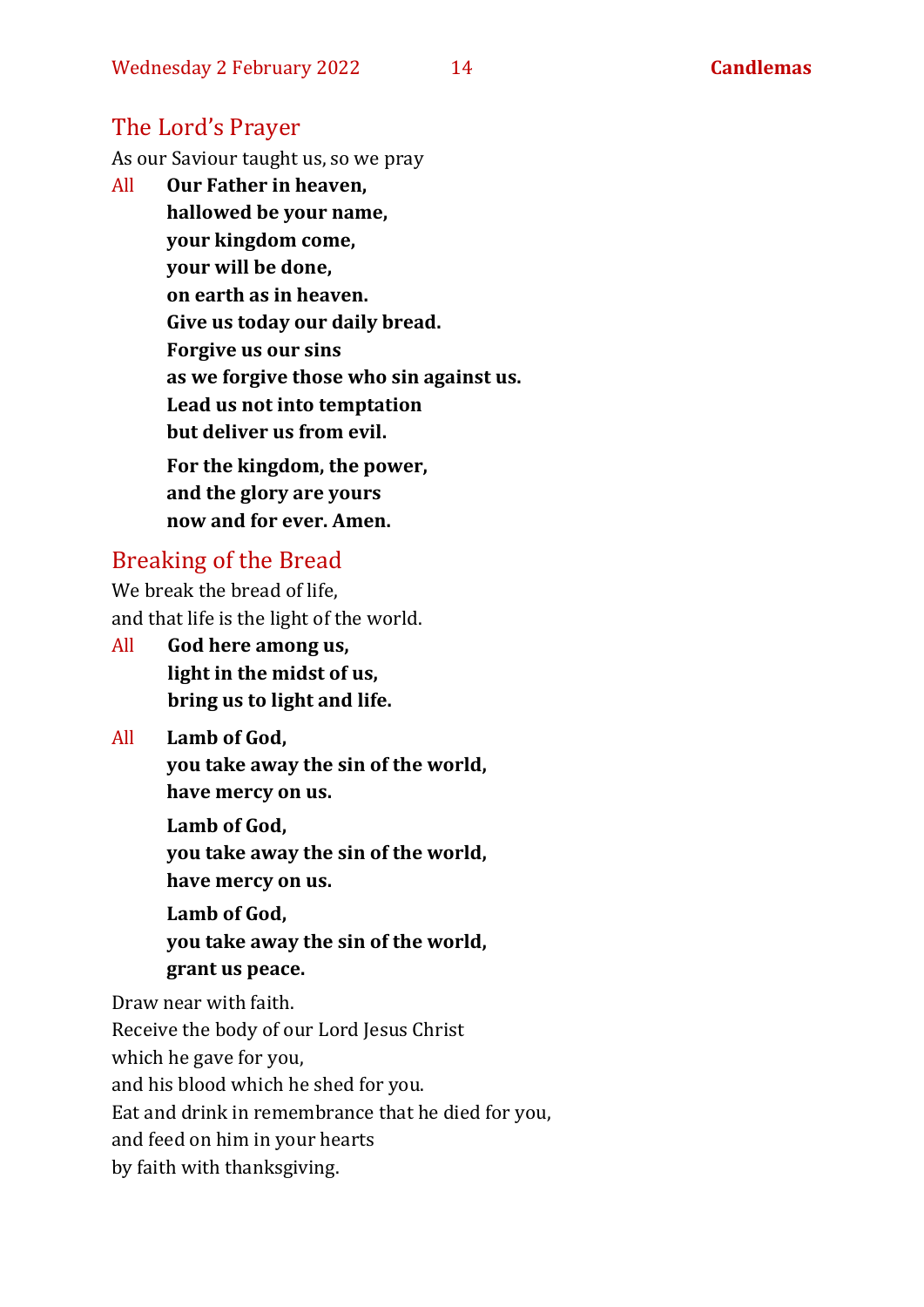## The Lord's Prayer

As our Saviour taught us, so we pray

All **Our Father in heaven,**
**hallowed be your name,**
**your kingdom come,**
**your will be done,**
**on earth as in heaven.**
**Give us today our daily bread.**
**Forgive us our sins**
**as we forgive those who sin against us.**
**Lead us not into temptation**
**but deliver us from evil.**

**For the kingdom, the power,**
**and the glory are yours**
**now and for ever. Amen.**

## Breaking of the Bread

We break the bread of life,
and that life is the light of the world.

All **God here among us,**
**light in the midst of us,**
**bring us to light and life.**

All **Lamb of God,**
**you take away the sin of the world,**
**have mercy on us.**

**Lamb of God,**
**you take away the sin of the world,**
**have mercy on us.**

**Lamb of God,**
**you take away the sin of the world,**
**grant us peace.**

Draw near with faith.
Receive the body of our Lord Jesus Christ
which he gave for you,
and his blood which he shed for you.
Eat and drink in remembrance that he died for you,
and feed on him in your hearts
by faith with thanksgiving.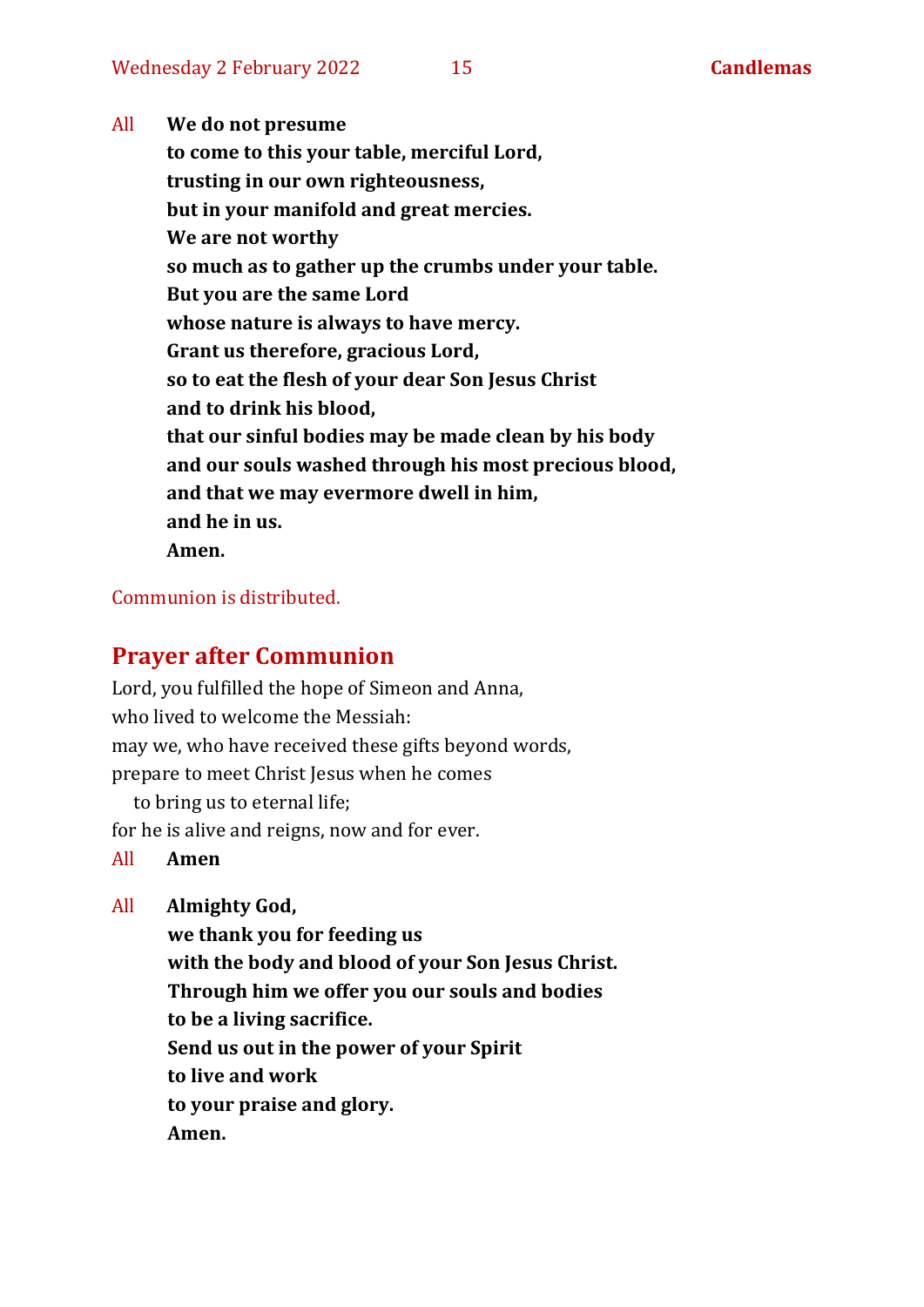All **We do not presume**
**to come to this your table, merciful Lord,**
**trusting in our own righteousness,**
**but in your manifold and great mercies.**
**We are not worthy**
**so much as to gather up the crumbs under your table.**
**But you are the same Lord**
**whose nature is always to have mercy.**
**Grant us therefore, gracious Lord,**
**so to eat the flesh of your dear Son Jesus Christ**
**and to drink his blood,**
**that our sinful bodies may be made clean by his body**
**and our souls washed through his most precious blood,**
**and that we may evermore dwell in him,**
**and he in us.**
**Amen.**

Communion is distributed.

## Prayer after Communion

Lord, you fulfilled the hope of Simeon and Anna,
who lived to welcome the Messiah:
may we, who have received these gifts beyond words,
prepare to meet Christ Jesus when he comes
  to bring us to eternal life;
for he is alive and reigns, now and for ever.

All **Amen**

All **Almighty God,**
**we thank you for feeding us**
**with the body and blood of your Son Jesus Christ.**
**Through him we offer you our souls and bodies**
**to be a living sacrifice.**
**Send us out in the power of your Spirit**
**to live and work**
**to your praise and glory.**
**Amen.**